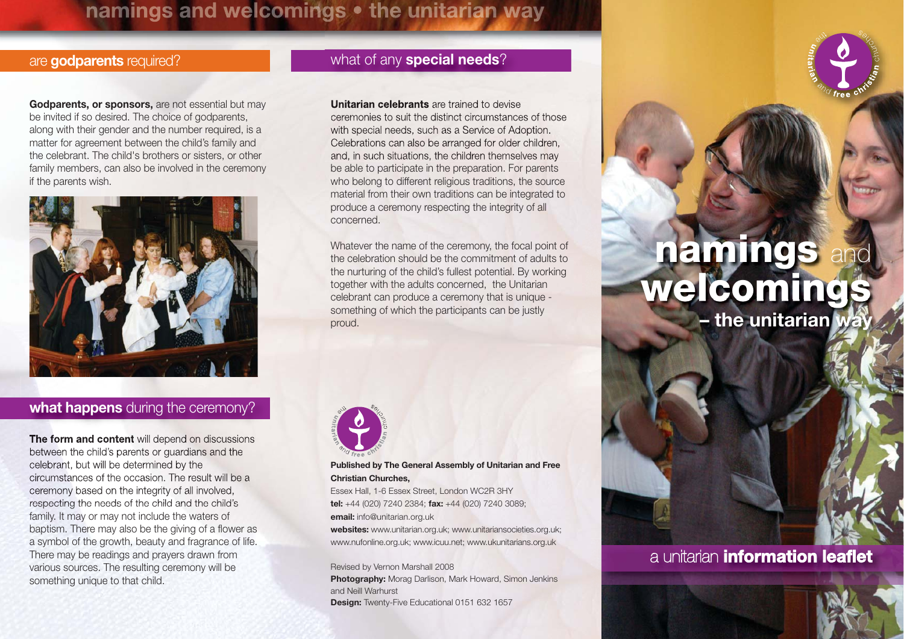# namings and welcomings • the unitarian way

## are **godparents** required?

**Godparents, or sponsors,** are not essential but may be invited if so desired. The choice of godparents, along with their gender and the number required, is a matter for agreement between the child's family and the celebrant. The child's brothers or sisters, or other family members, can also be involved in the ceremony if the parents wish.

## **what happens** during the ceremony?

**The form and content** will depend on discussions between the child's parents or guardians and the celebrant, but will be determined by the circumstances of the occasion. The result will be a ceremony based on the integrity of all involved, respecting the needs of the child and the child's family. It may or may not include the waters of baptism. There may also be the giving of a flower as a symbol of the growth, beauty and fragrance of life. There may be readings and prayers drawn from various sources. The resulting ceremony will be something unique to that child.

## what of any **special needs**?

**Unitarian celebrants** are trained to devise ceremonies to suit the distinct circumstances of those with special needs, such as a Service of Adoption. Celebrations can also be arranged for older children, and, in such situations, the children themselves may be able to participate in the preparation. For parents who belong to different religious traditions, the source material from their own traditions can be integrated to produce a ceremony respecting the integrity of all concerned.

Whatever the name of the ceremony, the focal point of the celebration should be the commitment of adults to the nurturing of the child's fullest potential. By working together with the adults concerned, the Unitarian celebrant can produce a ceremony that is unique - something of which the participants can be justly proud.

the unitarian and free christian churches

**Published by The General Assembly of Unitarian and Free Christian Churches,**

Essex Hall, 1-6 Essex Street, London WC2R 3HY
**tel:** +44 (020) 7240 2384; **fax:** +44 (020) 7240 3089;
**email:** info@unitarian.org.uk
**websites:** www.unitarian.org.uk; www.unitariansocieties.org.uk; www.nufonline.org.uk; www.icuu.net; www.ukunitarians.org.uk

Revised by Vernon Marshall 2008
**Photography:** Morag Darlison, Mark Howard, Simon Jenkins and Neill Warhurst
**Design:** Twenty-Five Educational 0151 632 1657

the unitarian and free christian churches

# **namings** and **welcomings**
## – the unitarian way

a unitarian **information leaflet**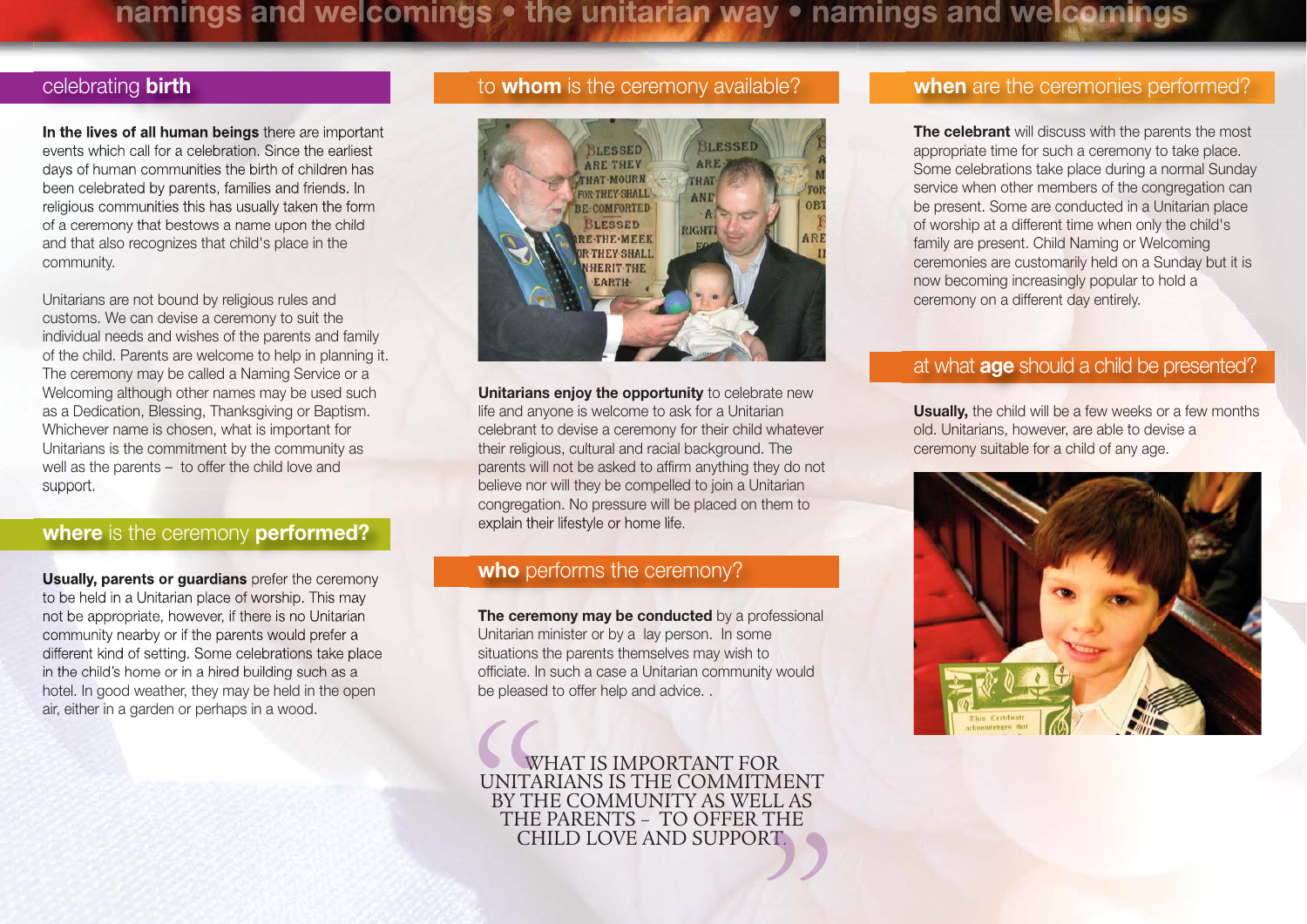## celebrating **birth**

**In the lives of all human beings** there are important events which call for a celebration. Since the earliest days of human communities the birth of children has been celebrated by parents, families and friends. In religious communities this has usually taken the form of a ceremony that bestows a name upon the child and that also recognizes that child's place in the community.

Unitarians are not bound by religious rules and customs. We can devise a ceremony to suit the individual needs and wishes of the parents and family of the child. Parents are welcome to help in planning it. The ceremony may be called a Naming Service or a Welcoming although other names may be used such as a Dedication, Blessing, Thanksgiving or Baptism. Whichever name is chosen, what is important for Unitarians is the commitment by the community as well as the parents – to offer the child love and support.

## **where** is the ceremony **performed?**

**Usually, parents or guardians** prefer the ceremony to be held in a Unitarian place of worship. This may not be appropriate, however, if there is no Unitarian community nearby or if the parents would prefer a different kind of setting. Some celebrations take place in the child's home or in a hired building such as a hotel. In good weather, they may be held in the open air, either in a garden or perhaps in a wood.

## to **whom** is the ceremony available?

**Unitarians enjoy the opportunity** to celebrate new life and anyone is welcome to ask for a Unitarian celebrant to devise a ceremony for their child whatever their religious, cultural and racial background. The parents will not be asked to affirm anything they do not believe nor will they be compelled to join a Unitarian congregation. No pressure will be placed on them to explain their lifestyle or home life.

## **who** performs the ceremony?

**The ceremony may be conducted** by a professional Unitarian minister or by a lay person. In some situations the parents themselves may wish to officiate. In such a case a Unitarian community would be pleased to offer help and advice. .

> “WHAT IS IMPORTANT FOR UNITARIANS IS THE COMMITMENT BY THE COMMUNITY AS WELL AS THE PARENTS – TO OFFER THE CHILD LOVE AND SUPPORT.”

## **when** are the ceremonies performed?

**The celebrant** will discuss with the parents the most appropriate time for such a ceremony to take place. Some celebrations take place during a normal Sunday service when other members of the congregation can be present. Some are conducted in a Unitarian place of worship at a different time when only the child's family are present. Child Naming or Welcoming ceremonies are customarily held on a Sunday but it is now becoming increasingly popular to hold a ceremony on a different day entirely.

## at what **age** should a child be presented?

**Usually,** the child will be a few weeks or a few months old. Unitarians, however, are able to devise a ceremony suitable for a child of any age.